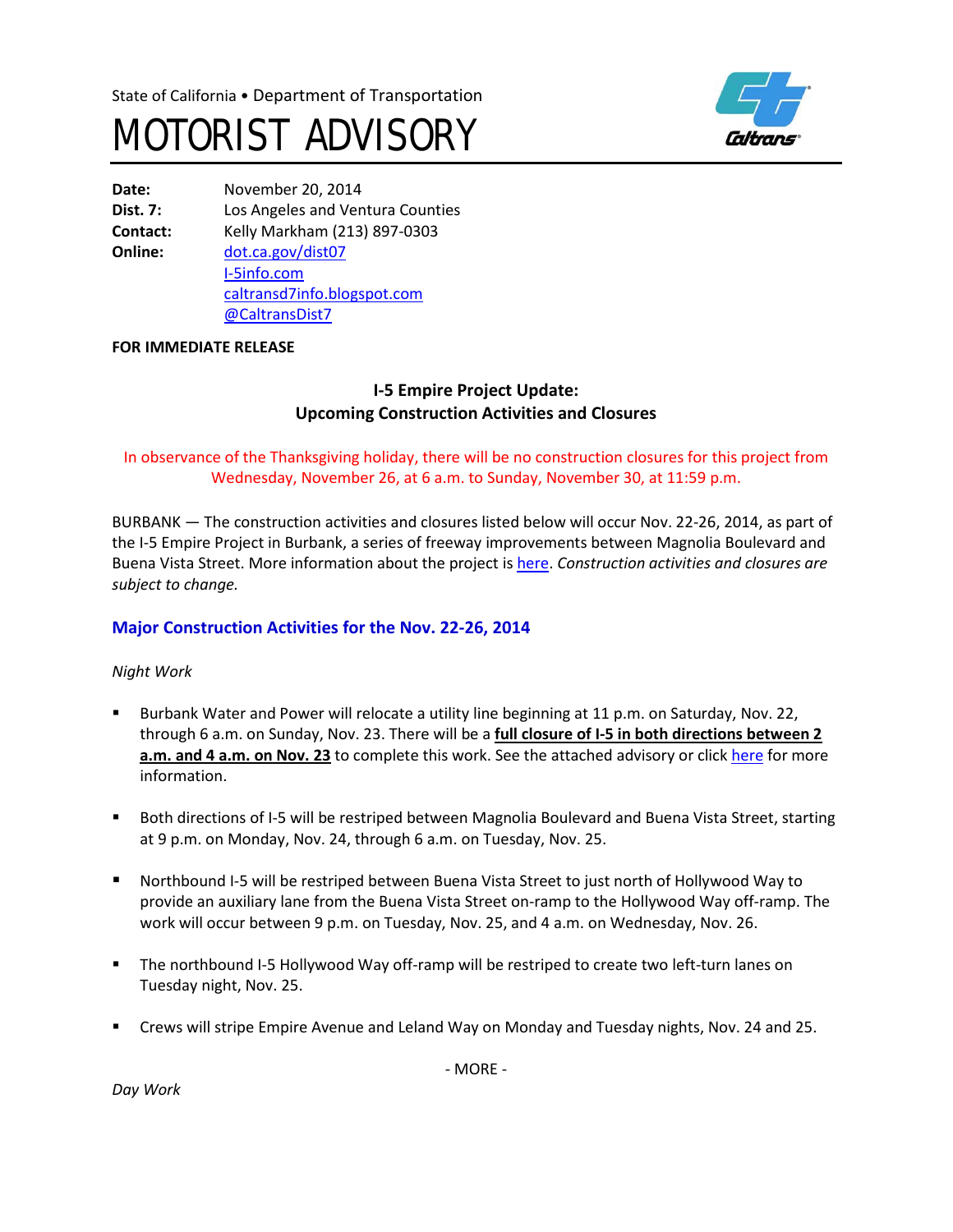State of California • Department of Transportation

# MOTORIST ADVISORY

**Date:** November 20, 2014
**Dist. 7:** Los Angeles and Ventura Counties
**Contact:** Kelly Markham (213) 897-0303
**Online:** dot.ca.gov/dist07
I-5info.com
caltransd7info.blogspot.com
@CaltransDist7

**FOR IMMEDIATE RELEASE**

## I-5 Empire Project Update: Upcoming Construction Activities and Closures

In observance of the Thanksgiving holiday, there will be no construction closures for this project from Wednesday, November 26, at 6 a.m. to Sunday, November 30, at 11:59 p.m.

BURBANK — The construction activities and closures listed below will occur Nov. 22-26, 2014, as part of the I-5 Empire Project in Burbank, a series of freeway improvements between Magnolia Boulevard and Buena Vista Street. More information about the project is here. *Construction activities and closures are subject to change.*

### Major Construction Activities for the Nov. 22-26, 2014

*Night Work*

- Burbank Water and Power will relocate a utility line beginning at 11 p.m. on Saturday, Nov. 22, through 6 a.m. on Sunday, Nov. 23. There will be a **full closure of I-5 in both directions between 2 a.m. and 4 a.m. on Nov. 23** to complete this work. See the attached advisory or click here for more information.

- Both directions of I-5 will be restriped between Magnolia Boulevard and Buena Vista Street, starting at 9 p.m. on Monday, Nov. 24, through 6 a.m. on Tuesday, Nov. 25.

- Northbound I-5 will be restriped between Buena Vista Street to just north of Hollywood Way to provide an auxiliary lane from the Buena Vista Street on-ramp to the Hollywood Way off-ramp. The work will occur between 9 p.m. on Tuesday, Nov. 25, and 4 a.m. on Wednesday, Nov. 26.

- The northbound I-5 Hollywood Way off-ramp will be restriped to create two left-turn lanes on Tuesday night, Nov. 25.

- Crews will stripe Empire Avenue and Leland Way on Monday and Tuesday nights, Nov. 24 and 25.

- MORE -

*Day Work*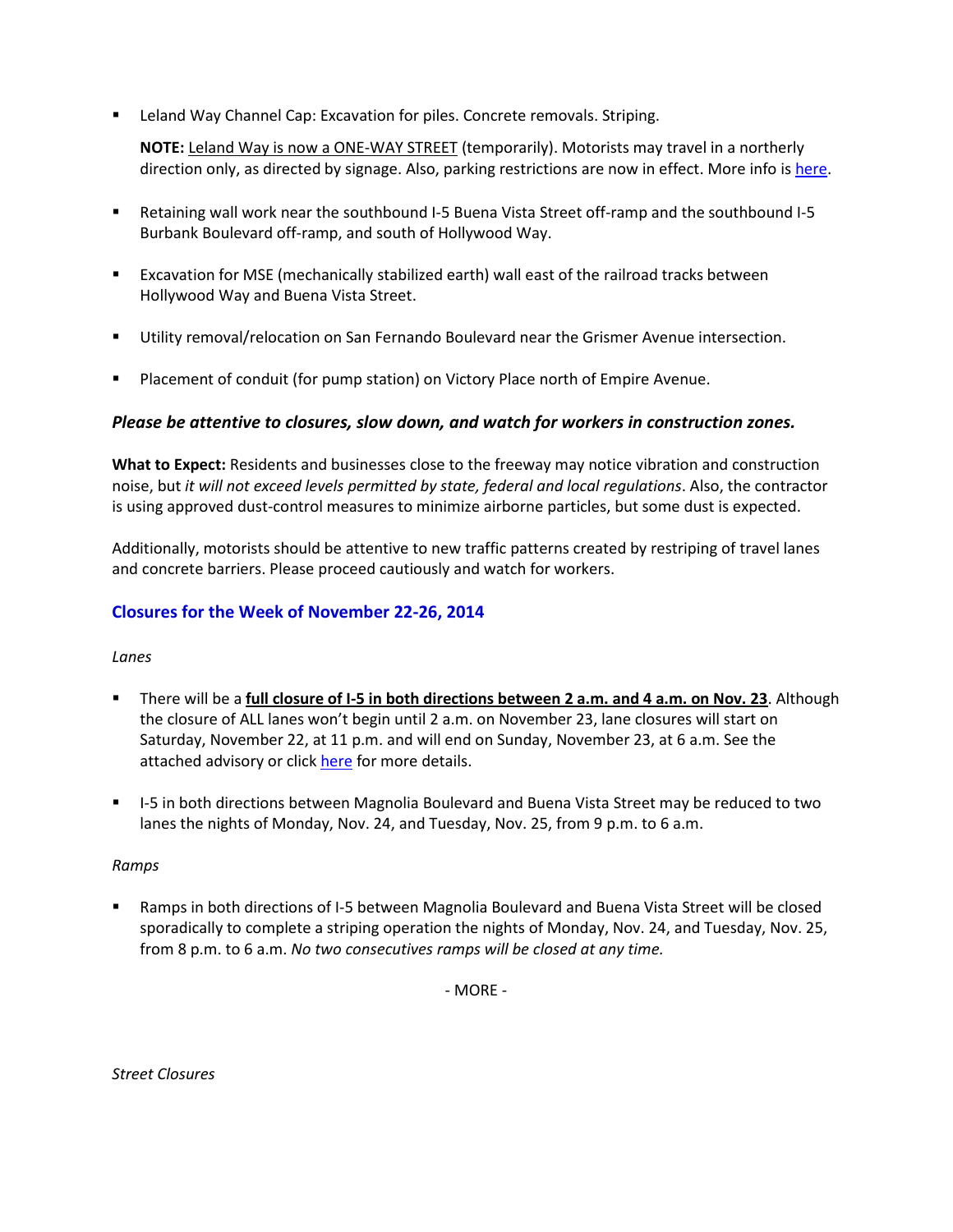- Leland Way Channel Cap: Excavation for piles. Concrete removals. Striping.

  **NOTE:** Leland Way is now a ONE-WAY STREET (temporarily). Motorists may travel in a northerly direction only, as directed by signage. Also, parking restrictions are now in effect. More info is here.

- Retaining wall work near the southbound I-5 Buena Vista Street off-ramp and the southbound I-5 Burbank Boulevard off-ramp, and south of Hollywood Way.

- Excavation for MSE (mechanically stabilized earth) wall east of the railroad tracks between Hollywood Way and Buena Vista Street.

- Utility removal/relocation on San Fernando Boulevard near the Grismer Avenue intersection.

- Placement of conduit (for pump station) on Victory Place north of Empire Avenue.

***Please be attentive to closures, slow down, and watch for workers in construction zones.***

**What to Expect:** Residents and businesses close to the freeway may notice vibration and construction noise, but *it will not exceed levels permitted by state, federal and local regulations*. Also, the contractor is using approved dust-control measures to minimize airborne particles, but some dust is expected.

Additionally, motorists should be attentive to new traffic patterns created by restriping of travel lanes and concrete barriers. Please proceed cautiously and watch for workers.

## Closures for the Week of November 22-26, 2014

*Lanes*

- There will be a **full closure of I-5 in both directions between 2 a.m. and 4 a.m. on Nov. 23**. Although the closure of ALL lanes won't begin until 2 a.m. on November 23, lane closures will start on Saturday, November 22, at 11 p.m. and will end on Sunday, November 23, at 6 a.m. See the attached advisory or click here for more details.

- I-5 in both directions between Magnolia Boulevard and Buena Vista Street may be reduced to two lanes the nights of Monday, Nov. 24, and Tuesday, Nov. 25, from 9 p.m. to 6 a.m.

*Ramps*

- Ramps in both directions of I-5 between Magnolia Boulevard and Buena Vista Street will be closed sporadically to complete a striping operation the nights of Monday, Nov. 24, and Tuesday, Nov. 25, from 8 p.m. to 6 a.m. *No two consecutives ramps will be closed at any time.*

- MORE -

*Street Closures*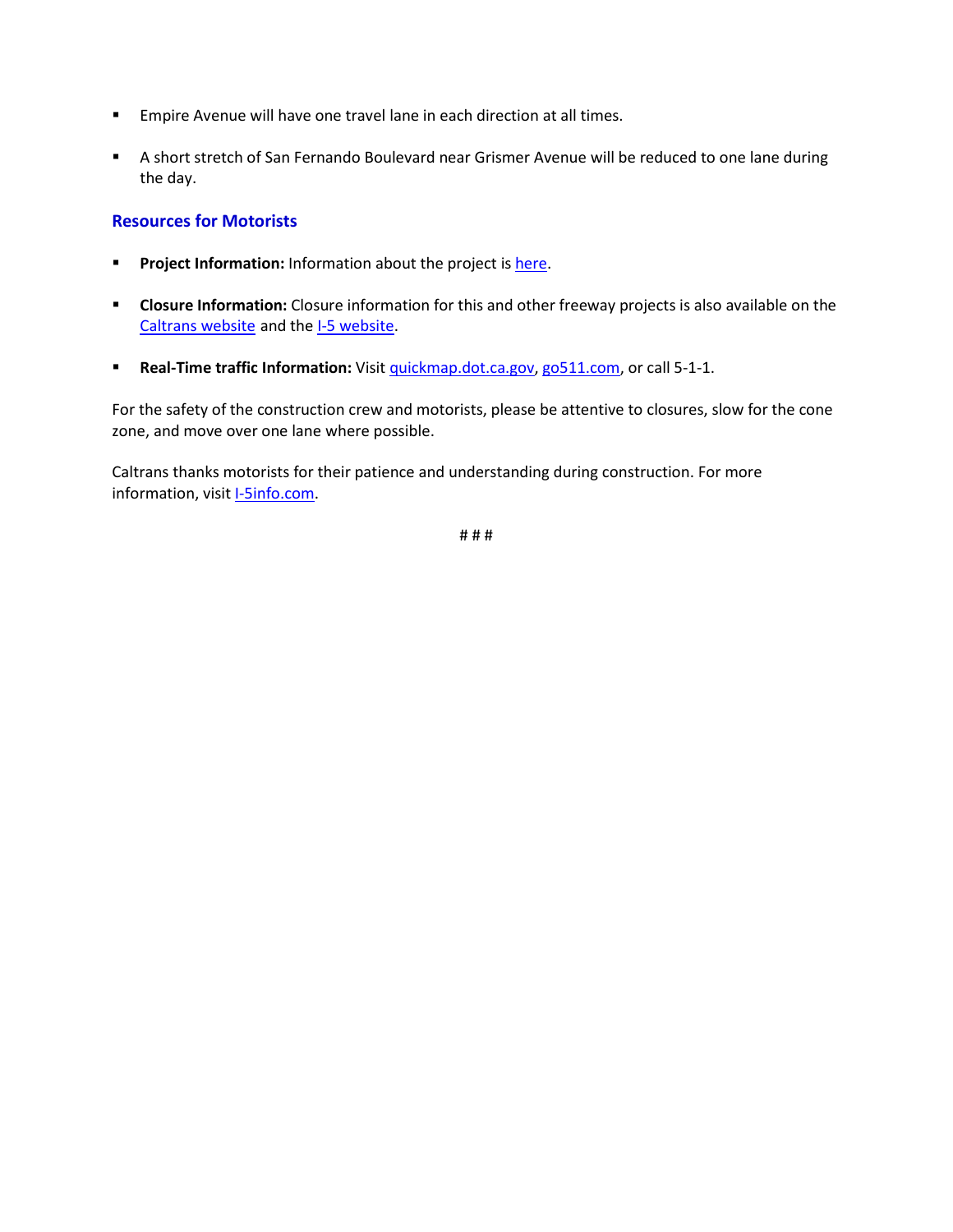- Empire Avenue will have one travel lane in each direction at all times.
- A short stretch of San Fernando Boulevard near Grismer Avenue will be reduced to one lane during the day.

## Resources for Motorists

- **Project Information:** Information about the project is here.
- **Closure Information:** Closure information for this and other freeway projects is also available on the Caltrans website and the I-5 website.
- **Real-Time traffic Information:** Visit quickmap.dot.ca.gov, go511.com, or call 5-1-1.

For the safety of the construction crew and motorists, please be attentive to closures, slow for the cone zone, and move over one lane where possible.

Caltrans thanks motorists for their patience and understanding during construction. For more information, visit I-5info.com.

# # #